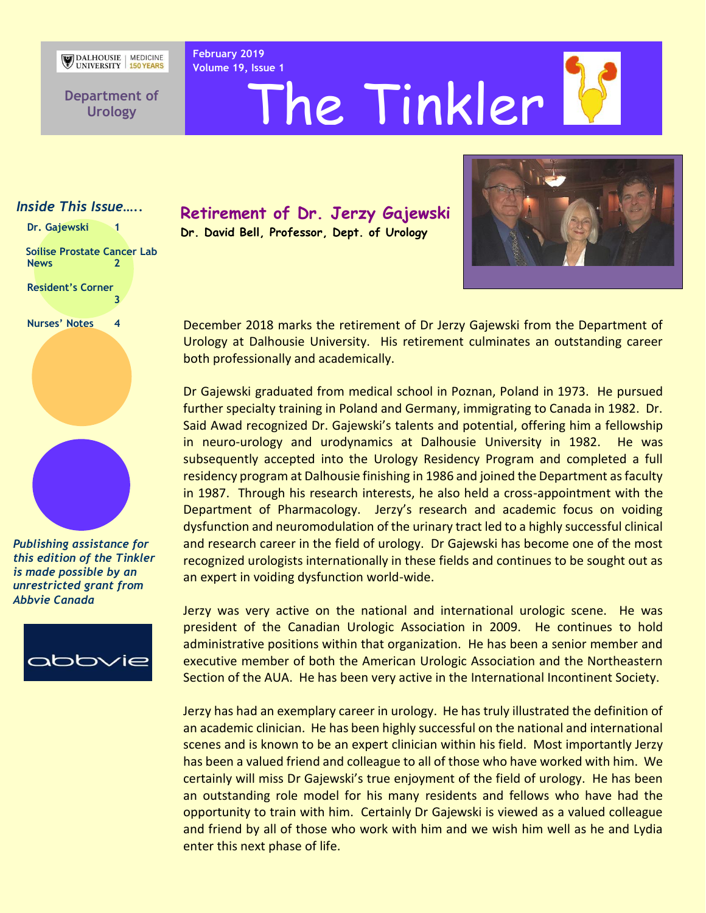Dalhousie University | Medicine 150 Years

**Department of Urology**

February 2019

Volume 19, Issue 1

# The Tinkler

*Inside This Issue…..*

- Dr. Gajewski 1
- Soilise Prostate Cancer Lab News 2
- Resident's Corner 3
- Nurses' Notes 4

*Publishing assistance for this edition of the Tinkler is made possible by an unrestricted grant from Abbvie Canada*

abbvie

## Retirement of Dr. Jerzy Gajewski

**Dr. David Bell, Professor, Dept. of Urology**

December 2018 marks the retirement of Dr Jerzy Gajewski from the Department of Urology at Dalhousie University. His retirement culminates an outstanding career both professionally and academically.

Dr Gajewski graduated from medical school in Poznan, Poland in 1973. He pursued further specialty training in Poland and Germany, immigrating to Canada in 1982. Dr. Said Awad recognized Dr. Gajewski's talents and potential, offering him a fellowship in neuro-urology and urodynamics at Dalhousie University in 1982. He was subsequently accepted into the Urology Residency Program and completed a full residency program at Dalhousie finishing in 1986 and joined the Department as faculty in 1987. Through his research interests, he also held a cross-appointment with the Department of Pharmacology. Jerzy's research and academic focus on voiding dysfunction and neuromodulation of the urinary tract led to a highly successful clinical and research career in the field of urology. Dr Gajewski has become one of the most recognized urologists internationally in these fields and continues to be sought out as an expert in voiding dysfunction world-wide.

Jerzy was very active on the national and international urologic scene. He was president of the Canadian Urologic Association in 2009. He continues to hold administrative positions within that organization. He has been a senior member and executive member of both the American Urologic Association and the Northeastern Section of the AUA. He has been very active in the International Incontinent Society.

Jerzy has had an exemplary career in urology. He has truly illustrated the definition of an academic clinician. He has been highly successful on the national and international scenes and is known to be an expert clinician within his field. Most importantly Jerzy has been a valued friend and colleague to all of those who have worked with him. We certainly will miss Dr Gajewski's true enjoyment of the field of urology. He has been an outstanding role model for his many residents and fellows who have had the opportunity to train with him. Certainly Dr Gajewski is viewed as a valued colleague and friend by all of those who work with him and we wish him well as he and Lydia enter this next phase of life.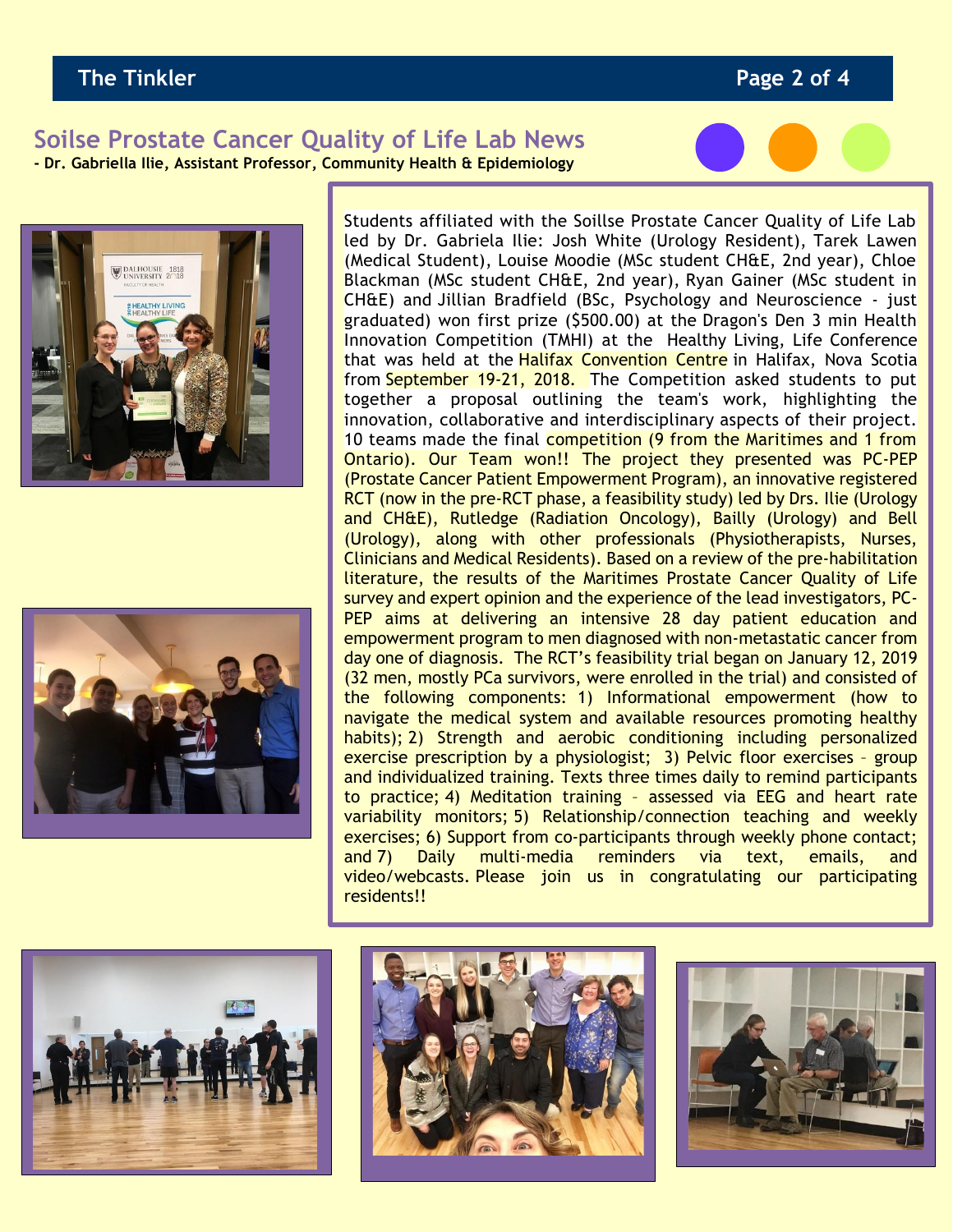## Soilse Prostate Cancer Quality of Life Lab News

**- Dr. Gabriella Ilie, Assistant Professor, Community Health & Epidemiology**

Students affiliated with the Soillse Prostate Cancer Quality of Life Lab led by Dr. Gabriela Ilie: Josh White (Urology Resident), Tarek Lawen (Medical Student), Louise Moodie (MSc student CH&E, 2nd year), Chloe Blackman (MSc student CH&E, 2nd year), Ryan Gainer (MSc student in CH&E) and Jillian Bradfield (BSc, Psychology and Neuroscience - just graduated) won first prize ($500.00) at the Dragon's Den 3 min Health Innovation Competition (TMHI) at the Healthy Living, Life Conference that was held at the Halifax Convention Centre in Halifax, Nova Scotia from September 19-21, 2018. The Competition asked students to put together a proposal outlining the team's work, highlighting the innovation, collaborative and interdisciplinary aspects of their project. 10 teams made the final competition (9 from the Maritimes and 1 from Ontario). Our Team won!! The project they presented was PC-PEP (Prostate Cancer Patient Empowerment Program), an innovative registered RCT (now in the pre-RCT phase, a feasibility study) led by Drs. Ilie (Urology and CH&E), Rutledge (Radiation Oncology), Bailly (Urology) and Bell (Urology), along with other professionals (Physiotherapists, Nurses, Clinicians and Medical Residents). Based on a review of the pre-habilitation literature, the results of the Maritimes Prostate Cancer Quality of Life survey and expert opinion and the experience of the lead investigators, PC-PEP aims at delivering an intensive 28 day patient education and empowerment program to men diagnosed with non-metastatic cancer from day one of diagnosis. The RCT's feasibility trial began on January 12, 2019 (32 men, mostly PCa survivors, were enrolled in the trial) and consisted of the following components: 1) Informational empowerment (how to navigate the medical system and available resources promoting healthy habits); 2) Strength and aerobic conditioning including personalized exercise prescription by a physiologist; 3) Pelvic floor exercises – group and individualized training. Texts three times daily to remind participants to practice; 4) Meditation training – assessed via EEG and heart rate variability monitors; 5) Relationship/connection teaching and weekly exercises; 6) Support from co-participants through weekly phone contact; and 7) Daily multi-media reminders via text, emails, and video/webcasts. Please join us in congratulating our participating residents!!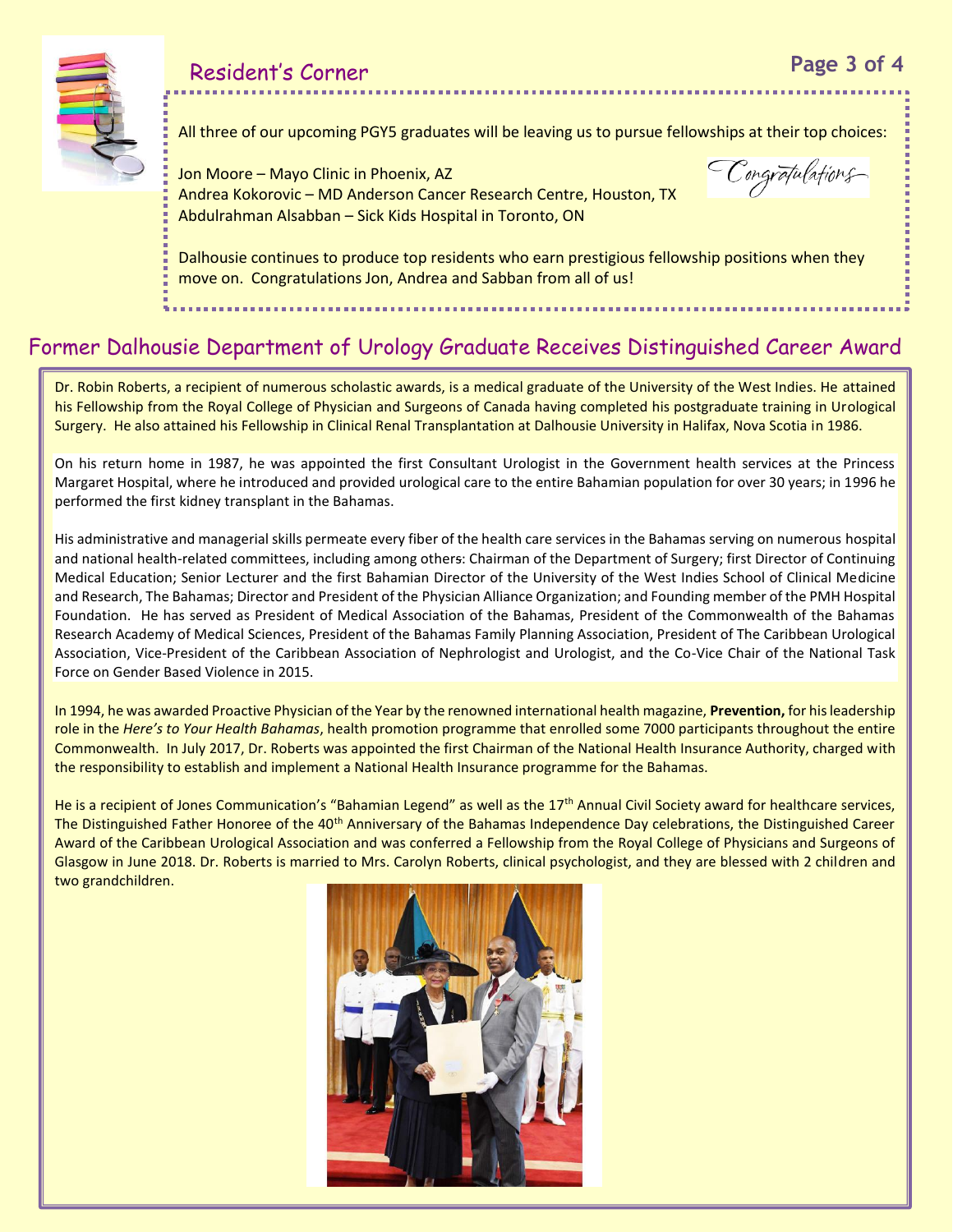## Resident's Corner

All three of our upcoming PGY5 graduates will be leaving us to pursue fellowships at their top choices:

Jon Moore – Mayo Clinic in Phoenix, AZ
Andrea Kokorovic – MD Anderson Cancer Research Centre, Houston, TX
Abdulrahman Alsabban – Sick Kids Hospital in Toronto, ON

Congratulations

Dalhousie continues to produce top residents who earn prestigious fellowship positions when they move on. Congratulations Jon, Andrea and Sabban from all of us!

## Former Dalhousie Department of Urology Graduate Receives Distinguished Career Award

Dr. Robin Roberts, a recipient of numerous scholastic awards, is a medical graduate of the University of the West Indies. He attained his Fellowship from the Royal College of Physician and Surgeons of Canada having completed his postgraduate training in Urological Surgery. He also attained his Fellowship in Clinical Renal Transplantation at Dalhousie University in Halifax, Nova Scotia in 1986.

On his return home in 1987, he was appointed the first Consultant Urologist in the Government health services at the Princess Margaret Hospital, where he introduced and provided urological care to the entire Bahamian population for over 30 years; in 1996 he performed the first kidney transplant in the Bahamas.

His administrative and managerial skills permeate every fiber of the health care services in the Bahamas serving on numerous hospital and national health-related committees, including among others: Chairman of the Department of Surgery; first Director of Continuing Medical Education; Senior Lecturer and the first Bahamian Director of the University of the West Indies School of Clinical Medicine and Research, The Bahamas; Director and President of the Physician Alliance Organization; and Founding member of the PMH Hospital Foundation. He has served as President of Medical Association of the Bahamas, President of the Commonwealth of the Bahamas Research Academy of Medical Sciences, President of the Bahamas Family Planning Association, President of The Caribbean Urological Association, Vice-President of the Caribbean Association of Nephrologist and Urologist, and the Co-Vice Chair of the National Task Force on Gender Based Violence in 2015.

In 1994, he was awarded Proactive Physician of the Year by the renowned international health magazine, **Prevention,** for his leadership role in the *Here's to Your Health Bahamas*, health promotion programme that enrolled some 7000 participants throughout the entire Commonwealth. In July 2017, Dr. Roberts was appointed the first Chairman of the National Health Insurance Authority, charged with the responsibility to establish and implement a National Health Insurance programme for the Bahamas.

He is a recipient of Jones Communication's "Bahamian Legend" as well as the 17th Annual Civil Society award for healthcare services, The Distinguished Father Honoree of the 40th Anniversary of the Bahamas Independence Day celebrations, the Distinguished Career Award of the Caribbean Urological Association and was conferred a Fellowship from the Royal College of Physicians and Surgeons of Glasgow in June 2018. Dr. Roberts is married to Mrs. Carolyn Roberts, clinical psychologist, and they are blessed with 2 children and two grandchildren.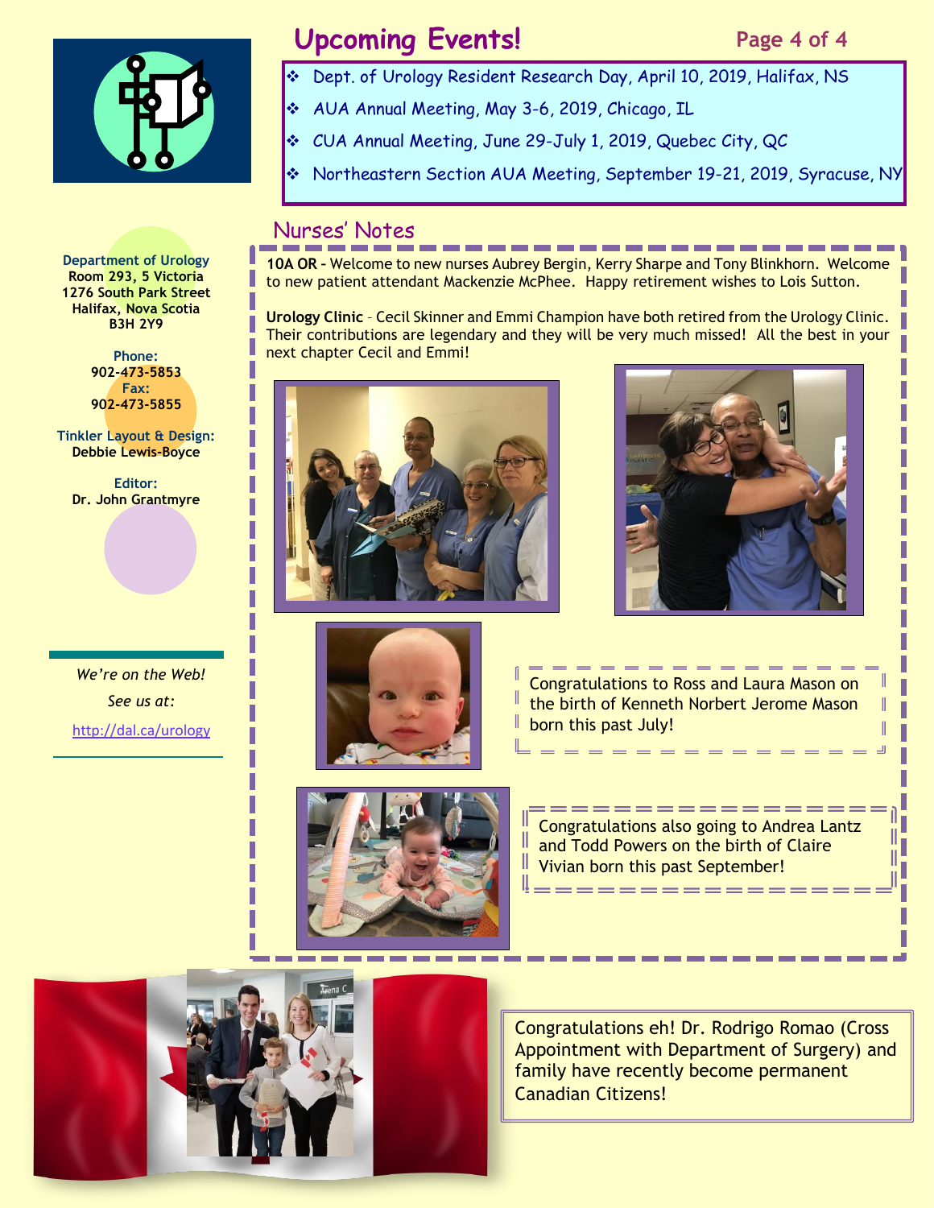## Upcoming Events!

- Dept. of Urology Resident Research Day, April 10, 2019, Halifax, NS
- AUA Annual Meeting, May 3-6, 2019, Chicago, IL
- CUA Annual Meeting, June 29-July 1, 2019, Quebec City, QC
- Northeastern Section AUA Meeting, September 19-21, 2019, Syracuse, NY

**Department of Urology**
**Room 293, 5 Victoria**
**1276 South Park Street**
**Halifax, Nova Scotia**
**B3H 2Y9**

**Phone:**
**902-473-5853**
**Fax:**
**902-473-5855**

**Tinkler Layout & Design:**
**Debbie Lewis-Boyce**

**Editor:**
**Dr. John Grantmyre**

*We're on the Web!*

*See us at:*

http://dal.ca/urology

## Nurses' Notes

**10A OR** - Welcome to new nurses Aubrey Bergin, Kerry Sharpe and Tony Blinkhorn. Welcome to new patient attendant Mackenzie McPhee. Happy retirement wishes to Lois Sutton.

**Urology Clinic** - Cecil Skinner and Emmi Champion have both retired from the Urology Clinic. Their contributions are legendary and they will be very much missed! All the best in your next chapter Cecil and Emmi!

Congratulations to Ross and Laura Mason on the birth of Kenneth Norbert Jerome Mason born this past July!

Congratulations also going to Andrea Lantz and Todd Powers on the birth of Claire Vivian born this past September!

Congratulations eh! Dr. Rodrigo Romao (Cross Appointment with Department of Surgery) and family have recently become permanent Canadian Citizens!